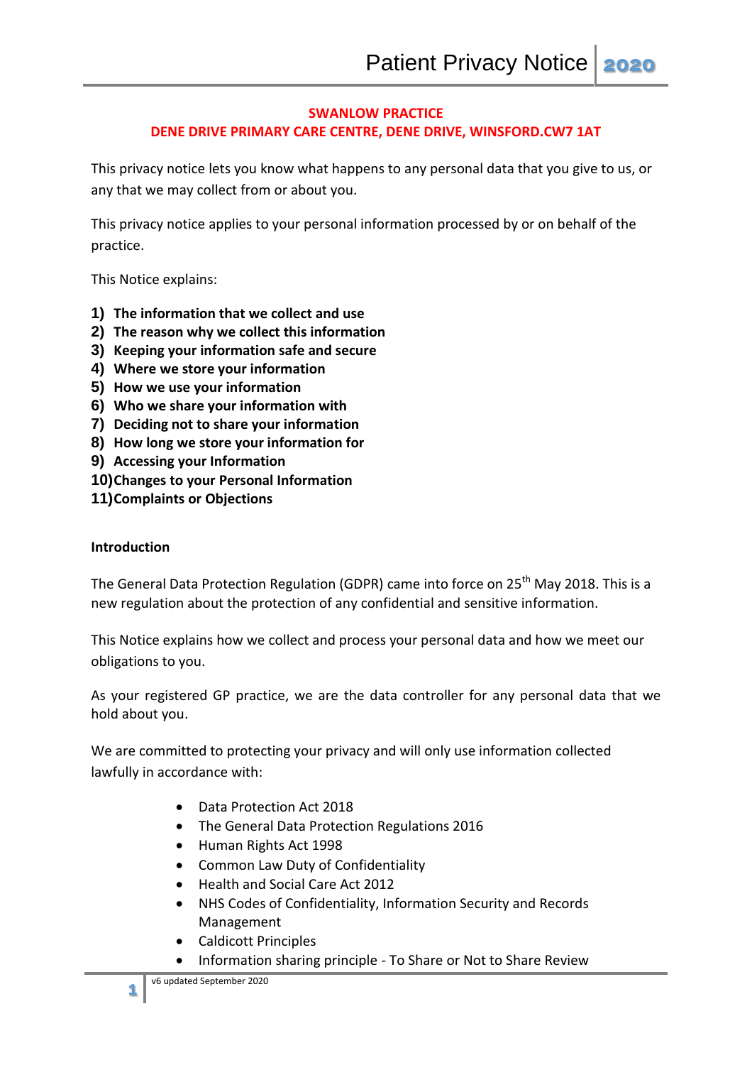**SWANLOW PRACTICE**

**DENE DRIVE PRIMARY CARE CENTRE, DENE DRIVE, WINSFORD.CW7 1AT**

This privacy notice lets you know what happens to any personal data that you give to us, or any that we may collect from or about you.

This privacy notice applies to your personal information processed by or on behalf of the practice.

This Notice explains:

1) **The information that we collect and use**
2) **The reason why we collect this information**
3) **Keeping your information safe and secure**
4) **Where we store your information**
5) **How we use your information**
6) **Who we share your information with**
7) **Deciding not to share your information**
8) **How long we store your information for**
9) **Accessing your Information**
10) **Changes to your Personal Information**
11) **Complaints or Objections**

**Introduction**

The General Data Protection Regulation (GDPR) came into force on 25th May 2018. This is a new regulation about the protection of any confidential and sensitive information.

This Notice explains how we collect and process your personal data and how we meet our obligations to you.

As your registered GP practice, we are the data controller for any personal data that we hold about you.

We are committed to protecting your privacy and will only use information collected lawfully in accordance with:

- Data Protection Act 2018
- The General Data Protection Regulations 2016
- Human Rights Act 1998
- Common Law Duty of Confidentiality
- Health and Social Care Act 2012
- NHS Codes of Confidentiality, Information Security and Records Management
- Caldicott Principles
- Information sharing principle - To Share or Not to Share Review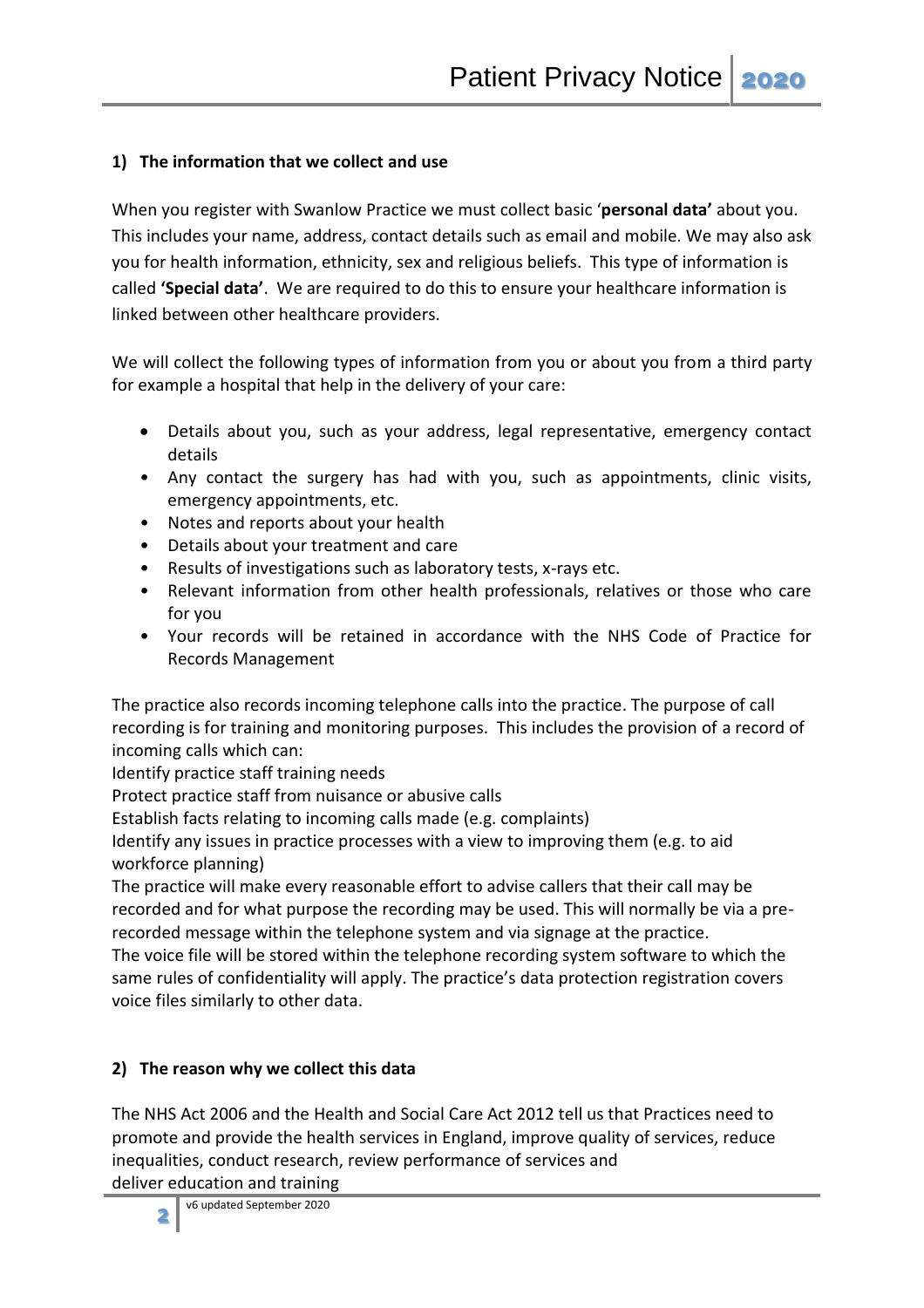## 1) The information that we collect and use

When you register with Swanlow Practice we must collect basic '**personal data'** about you. This includes your name, address, contact details such as email and mobile. We may also ask you for health information, ethnicity, sex and religious beliefs. This type of information is called **'Special data'**. We are required to do this to ensure your healthcare information is linked between other healthcare providers.

We will collect the following types of information from you or about you from a third party for example a hospital that help in the delivery of your care:

- Details about you, such as your address, legal representative, emergency contact details
- Any contact the surgery has had with you, such as appointments, clinic visits, emergency appointments, etc.
- Notes and reports about your health
- Details about your treatment and care
- Results of investigations such as laboratory tests, x-rays etc.
- Relevant information from other health professionals, relatives or those who care for you
- Your records will be retained in accordance with the NHS Code of Practice for Records Management

The practice also records incoming telephone calls into the practice. The purpose of call recording is for training and monitoring purposes. This includes the provision of a record of incoming calls which can:

Identify practice staff training needs

Protect practice staff from nuisance or abusive calls

Establish facts relating to incoming calls made (e.g. complaints)

Identify any issues in practice processes with a view to improving them (e.g. to aid workforce planning)

The practice will make every reasonable effort to advise callers that their call may be recorded and for what purpose the recording may be used. This will normally be via a pre-recorded message within the telephone system and via signage at the practice.

The voice file will be stored within the telephone recording system software to which the same rules of confidentiality will apply. The practice's data protection registration covers voice files similarly to other data.

## 2) The reason why we collect this data

The NHS Act 2006 and the Health and Social Care Act 2012 tell us that Practices need to promote and provide the health services in England, improve quality of services, reduce inequalities, conduct research, review performance of services and deliver education and training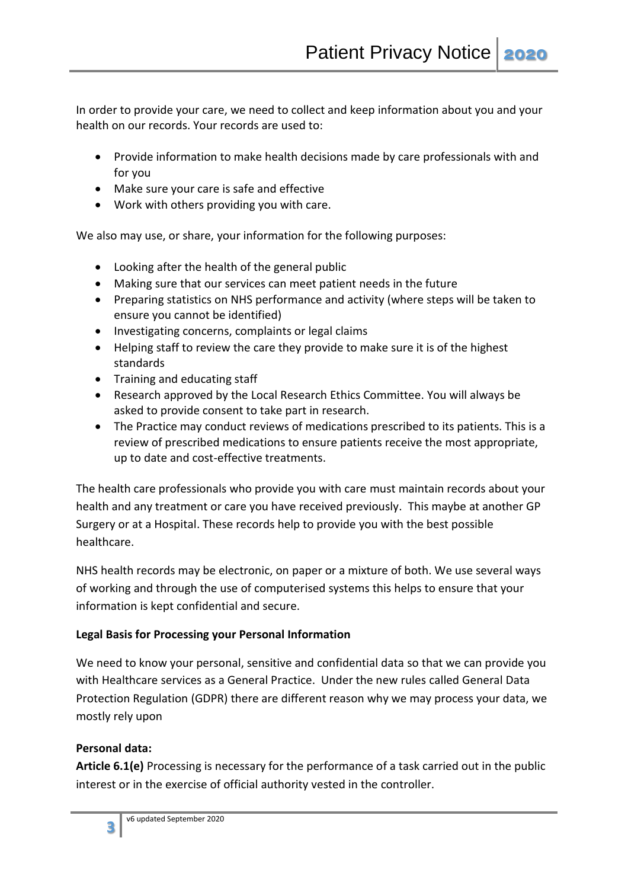In order to provide your care, we need to collect and keep information about you and your health on our records. Your records are used to:

- Provide information to make health decisions made by care professionals with and for you
- Make sure your care is safe and effective
- Work with others providing you with care.

We also may use, or share, your information for the following purposes:

- Looking after the health of the general public
- Making sure that our services can meet patient needs in the future
- Preparing statistics on NHS performance and activity (where steps will be taken to ensure you cannot be identified)
- Investigating concerns, complaints or legal claims
- Helping staff to review the care they provide to make sure it is of the highest standards
- Training and educating staff
- Research approved by the Local Research Ethics Committee. You will always be asked to provide consent to take part in research.
- The Practice may conduct reviews of medications prescribed to its patients. This is a review of prescribed medications to ensure patients receive the most appropriate, up to date and cost-effective treatments.

The health care professionals who provide you with care must maintain records about your health and any treatment or care you have received previously. This maybe at another GP Surgery or at a Hospital. These records help to provide you with the best possible healthcare.

NHS health records may be electronic, on paper or a mixture of both. We use several ways of working and through the use of computerised systems this helps to ensure that your information is kept confidential and secure.

**Legal Basis for Processing your Personal Information**

We need to know your personal, sensitive and confidential data so that we can provide you with Healthcare services as a General Practice. Under the new rules called General Data Protection Regulation (GDPR) there are different reason why we may process your data, we mostly rely upon

**Personal data:**

**Article 6.1(e)** Processing is necessary for the performance of a task carried out in the public interest or in the exercise of official authority vested in the controller.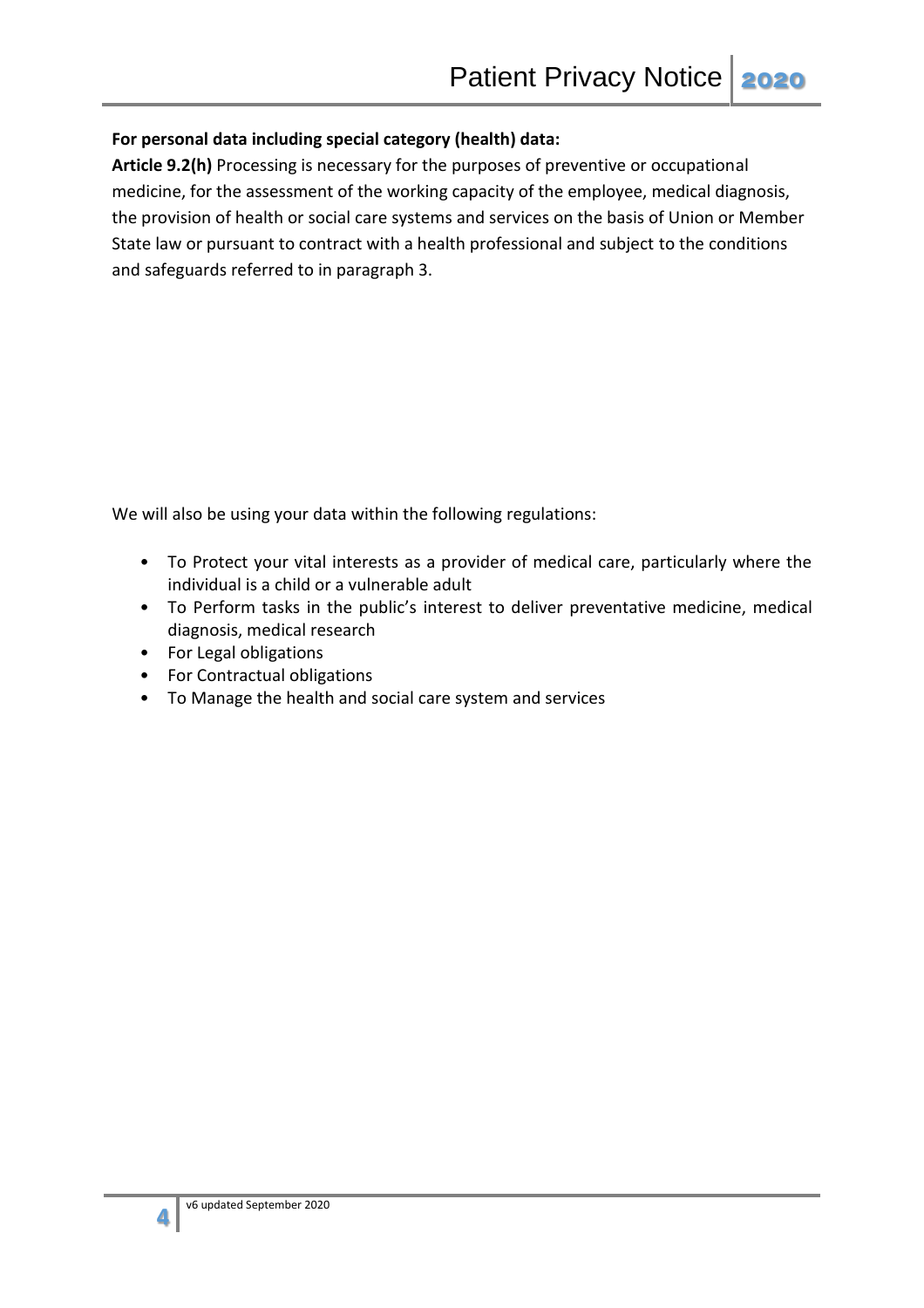**For personal data including special category (health) data:**

**Article 9.2(h)** Processing is necessary for the purposes of preventive or occupational medicine, for the assessment of the working capacity of the employee, medical diagnosis, the provision of health or social care systems and services on the basis of Union or Member State law or pursuant to contract with a health professional and subject to the conditions and safeguards referred to in paragraph 3.

We will also be using your data within the following regulations:

- To Protect your vital interests as a provider of medical care, particularly where the individual is a child or a vulnerable adult
- To Perform tasks in the public's interest to deliver preventative medicine, medical diagnosis, medical research
- For Legal obligations
- For Contractual obligations
- To Manage the health and social care system and services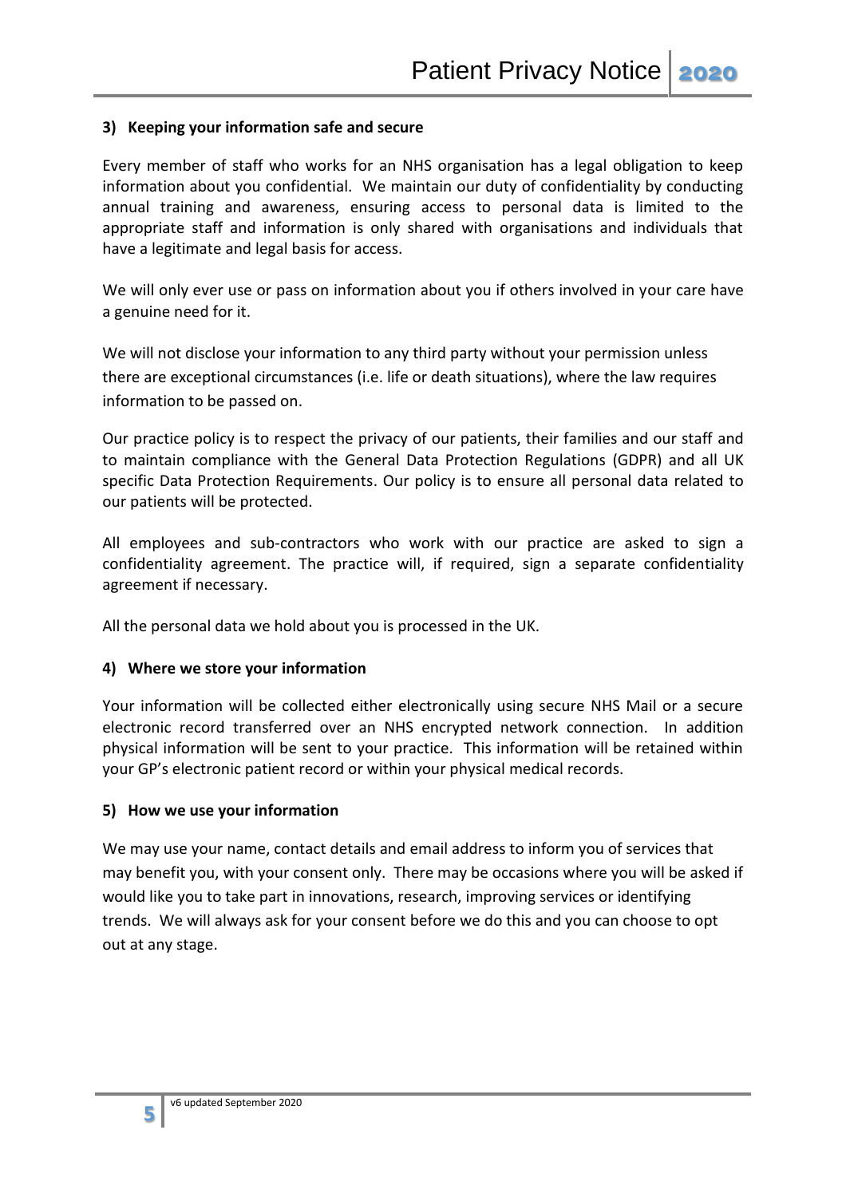### 3) Keeping your information safe and secure

Every member of staff who works for an NHS organisation has a legal obligation to keep information about you confidential. We maintain our duty of confidentiality by conducting annual training and awareness, ensuring access to personal data is limited to the appropriate staff and information is only shared with organisations and individuals that have a legitimate and legal basis for access.

We will only ever use or pass on information about you if others involved in your care have a genuine need for it.

We will not disclose your information to any third party without your permission unless there are exceptional circumstances (i.e. life or death situations), where the law requires information to be passed on.

Our practice policy is to respect the privacy of our patients, their families and our staff and to maintain compliance with the General Data Protection Regulations (GDPR) and all UK specific Data Protection Requirements. Our policy is to ensure all personal data related to our patients will be protected.

All employees and sub-contractors who work with our practice are asked to sign a confidentiality agreement. The practice will, if required, sign a separate confidentiality agreement if necessary.

All the personal data we hold about you is processed in the UK.

### 4) Where we store your information

Your information will be collected either electronically using secure NHS Mail or a secure electronic record transferred over an NHS encrypted network connection. In addition physical information will be sent to your practice. This information will be retained within your GP's electronic patient record or within your physical medical records.

### 5) How we use your information

We may use your name, contact details and email address to inform you of services that may benefit you, with your consent only. There may be occasions where you will be asked if would like you to take part in innovations, research, improving services or identifying trends. We will always ask for your consent before we do this and you can choose to opt out at any stage.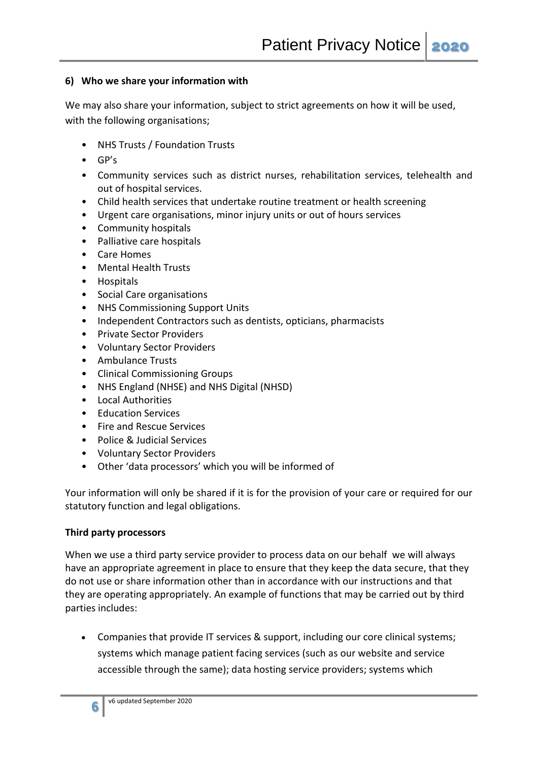### 6) Who we share your information with

We may also share your information, subject to strict agreements on how it will be used, with the following organisations;

- NHS Trusts / Foundation Trusts
- GP's
- Community services such as district nurses, rehabilitation services, telehealth and out of hospital services.
- Child health services that undertake routine treatment or health screening
- Urgent care organisations, minor injury units or out of hours services
- Community hospitals
- Palliative care hospitals
- Care Homes
- Mental Health Trusts
- Hospitals
- Social Care organisations
- NHS Commissioning Support Units
- Independent Contractors such as dentists, opticians, pharmacists
- Private Sector Providers
- Voluntary Sector Providers
- Ambulance Trusts
- Clinical Commissioning Groups
- NHS England (NHSE) and NHS Digital (NHSD)
- Local Authorities
- Education Services
- Fire and Rescue Services
- Police & Judicial Services
- Voluntary Sector Providers
- Other 'data processors' which you will be informed of

Your information will only be shared if it is for the provision of your care or required for our statutory function and legal obligations.

**Third party processors**

When we use a third party service provider to process data on our behalf we will always have an appropriate agreement in place to ensure that they keep the data secure, that they do not use or share information other than in accordance with our instructions and that they are operating appropriately. An example of functions that may be carried out by third parties includes:

- Companies that provide IT services & support, including our core clinical systems; systems which manage patient facing services (such as our website and service accessible through the same); data hosting service providers; systems which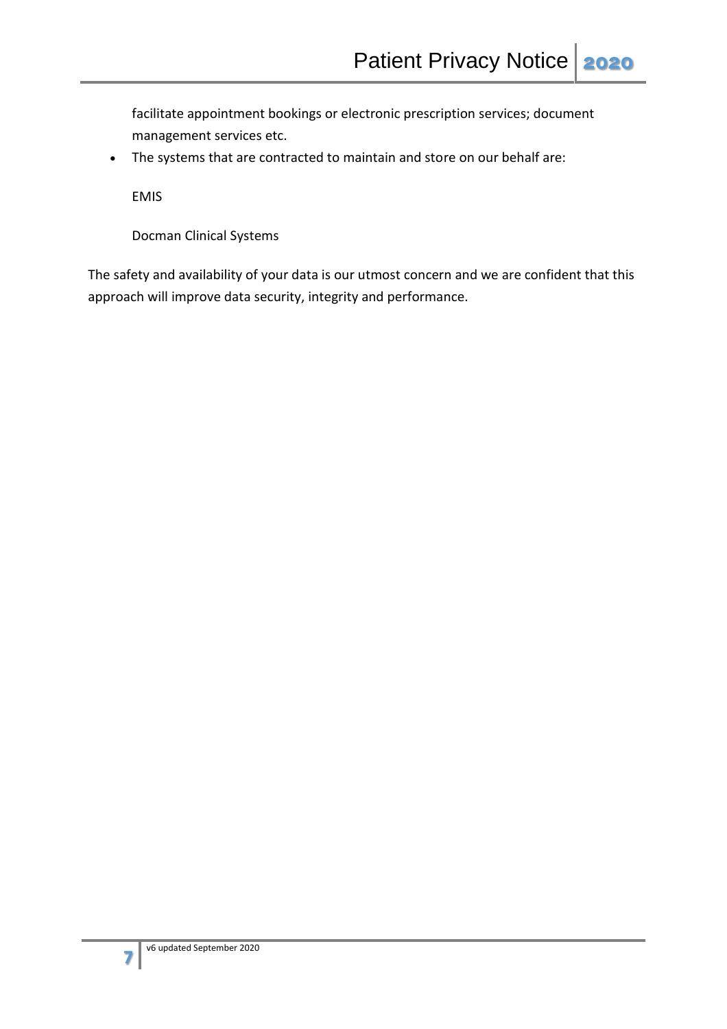facilitate appointment bookings or electronic prescription services; document management services etc.

- The systems that are contracted to maintain and store on our behalf are:

  EMIS

  Docman Clinical Systems

The safety and availability of your data is our utmost concern and we are confident that this approach will improve data security, integrity and performance.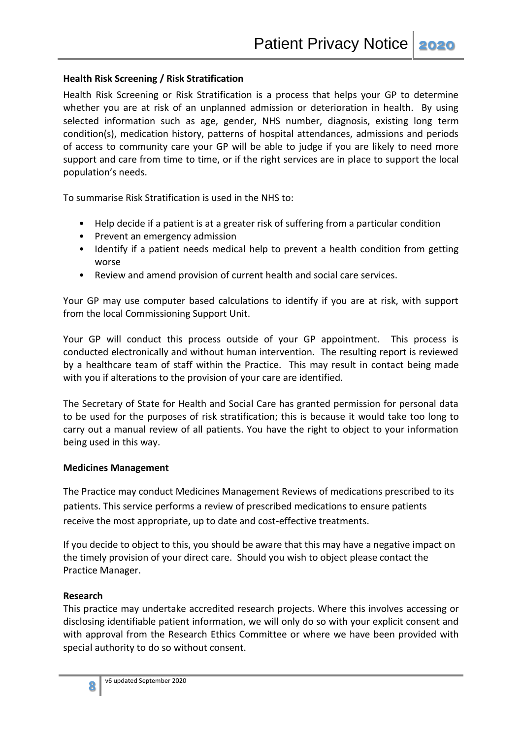### Health Risk Screening / Risk Stratification

Health Risk Screening or Risk Stratification is a process that helps your GP to determine whether you are at risk of an unplanned admission or deterioration in health. By using selected information such as age, gender, NHS number, diagnosis, existing long term condition(s), medication history, patterns of hospital attendances, admissions and periods of access to community care your GP will be able to judge if you are likely to need more support and care from time to time, or if the right services are in place to support the local population's needs.

To summarise Risk Stratification is used in the NHS to:

- Help decide if a patient is at a greater risk of suffering from a particular condition
- Prevent an emergency admission
- Identify if a patient needs medical help to prevent a health condition from getting worse
- Review and amend provision of current health and social care services.

Your GP may use computer based calculations to identify if you are at risk, with support from the local Commissioning Support Unit.

Your GP will conduct this process outside of your GP appointment. This process is conducted electronically and without human intervention. The resulting report is reviewed by a healthcare team of staff within the Practice. This may result in contact being made with you if alterations to the provision of your care are identified.

The Secretary of State for Health and Social Care has granted permission for personal data to be used for the purposes of risk stratification; this is because it would take too long to carry out a manual review of all patients. You have the right to object to your information being used in this way.

### Medicines Management

The Practice may conduct Medicines Management Reviews of medications prescribed to its patients. This service performs a review of prescribed medications to ensure patients receive the most appropriate, up to date and cost-effective treatments.

If you decide to object to this, you should be aware that this may have a negative impact on the timely provision of your direct care. Should you wish to object please contact the Practice Manager.

### Research

This practice may undertake accredited research projects. Where this involves accessing or disclosing identifiable patient information, we will only do so with your explicit consent and with approval from the Research Ethics Committee or where we have been provided with special authority to do so without consent.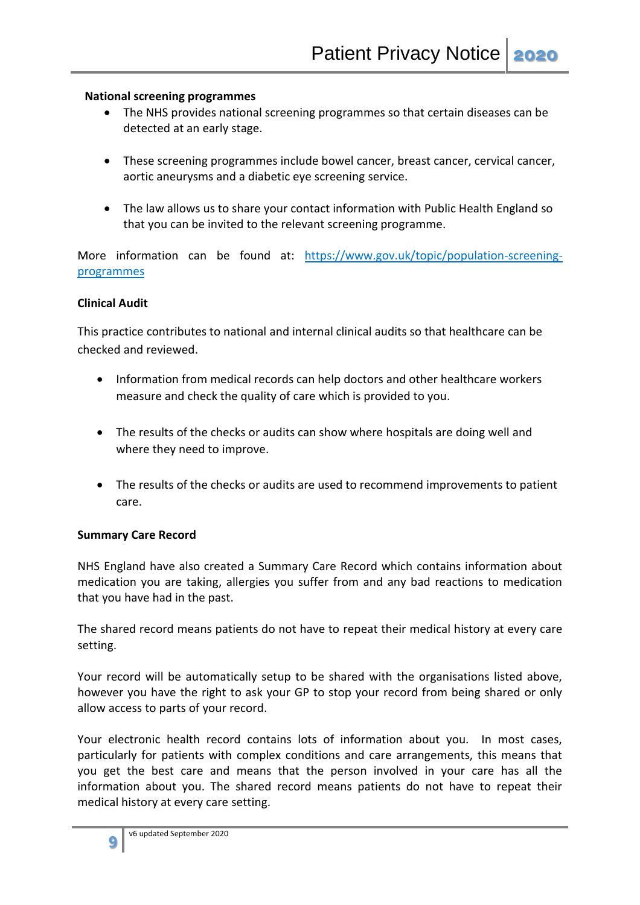**National screening programmes**

- The NHS provides national screening programmes so that certain diseases can be detected at an early stage.
- These screening programmes include bowel cancer, breast cancer, cervical cancer, aortic aneurysms and a diabetic eye screening service.
- The law allows us to share your contact information with Public Health England so that you can be invited to the relevant screening programme.

More information can be found at: [https://www.gov.uk/topic/population-screening-programmes](https://www.gov.uk/topic/population-screening-programmes)

**Clinical Audit**

This practice contributes to national and internal clinical audits so that healthcare can be checked and reviewed.

- Information from medical records can help doctors and other healthcare workers measure and check the quality of care which is provided to you.
- The results of the checks or audits can show where hospitals are doing well and where they need to improve.
- The results of the checks or audits are used to recommend improvements to patient care.

**Summary Care Record**

NHS England have also created a Summary Care Record which contains information about medication you are taking, allergies you suffer from and any bad reactions to medication that you have had in the past.

The shared record means patients do not have to repeat their medical history at every care setting.

Your record will be automatically setup to be shared with the organisations listed above, however you have the right to ask your GP to stop your record from being shared or only allow access to parts of your record.

Your electronic health record contains lots of information about you. In most cases, particularly for patients with complex conditions and care arrangements, this means that you get the best care and means that the person involved in your care has all the information about you. The shared record means patients do not have to repeat their medical history at every care setting.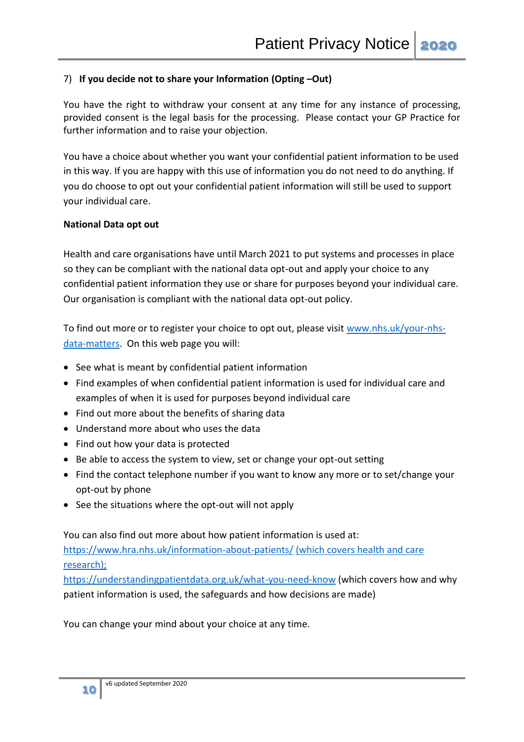7) **If you decide not to share your Information (Opting –Out)**

You have the right to withdraw your consent at any time for any instance of processing, provided consent is the legal basis for the processing. Please contact your GP Practice for further information and to raise your objection.

You have a choice about whether you want your confidential patient information to be used in this way. If you are happy with this use of information you do not need to do anything. If you do choose to opt out your confidential patient information will still be used to support your individual care.

**National Data opt out**

Health and care organisations have until March 2021 to put systems and processes in place so they can be compliant with the national data opt-out and apply your choice to any confidential patient information they use or share for purposes beyond your individual care. Our organisation is compliant with the national data opt-out policy.

To find out more or to register your choice to opt out, please visit [www.nhs.uk/your-nhs-data-matters](www.nhs.uk/your-nhs-data-matters). On this web page you will:

- See what is meant by confidential patient information
- Find examples of when confidential patient information is used for individual care and examples of when it is used for purposes beyond individual care
- Find out more about the benefits of sharing data
- Understand more about who uses the data
- Find out how your data is protected
- Be able to access the system to view, set or change your opt-out setting
- Find the contact telephone number if you want to know any more or to set/change your opt-out by phone
- See the situations where the opt-out will not apply

You can also find out more about how patient information is used at:
[https://www.hra.nhs.uk/information-about-patients/](https://www.hra.nhs.uk/information-about-patients/) (which covers health and care research);
[https://understandingpatientdata.org.uk/what-you-need-know](https://understandingpatientdata.org.uk/what-you-need-know) (which covers how and why patient information is used, the safeguards and how decisions are made)

You can change your mind about your choice at any time.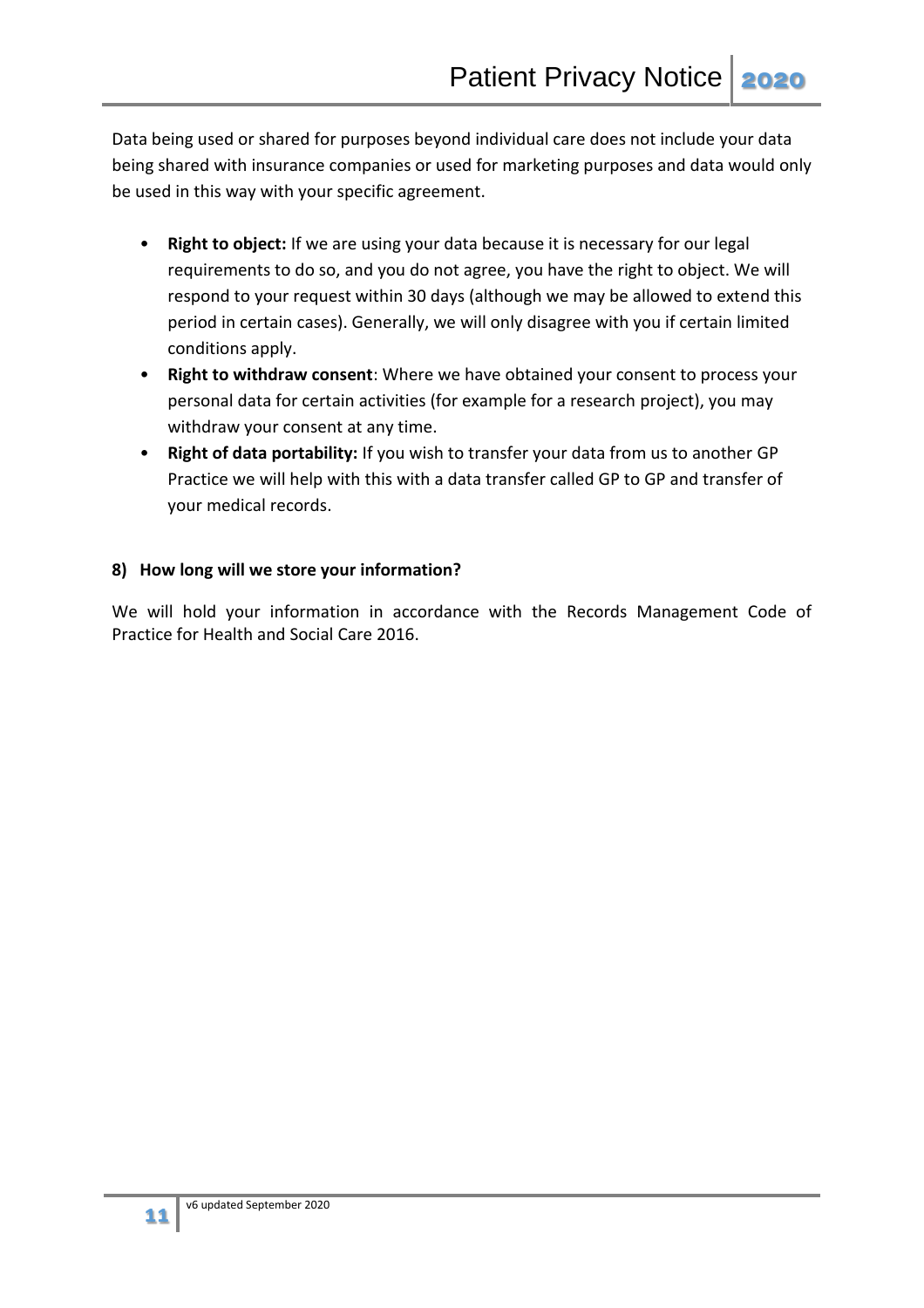Data being used or shared for purposes beyond individual care does not include your data being shared with insurance companies or used for marketing purposes and data would only be used in this way with your specific agreement.

- **Right to object:** If we are using your data because it is necessary for our legal requirements to do so, and you do not agree, you have the right to object. We will respond to your request within 30 days (although we may be allowed to extend this period in certain cases). Generally, we will only disagree with you if certain limited conditions apply.
- **Right to withdraw consent**: Where we have obtained your consent to process your personal data for certain activities (for example for a research project), you may withdraw your consent at any time.
- **Right of data portability:** If you wish to transfer your data from us to another GP Practice we will help with this with a data transfer called GP to GP and transfer of your medical records.

### 8) How long will we store your information?

We will hold your information in accordance with the Records Management Code of Practice for Health and Social Care 2016.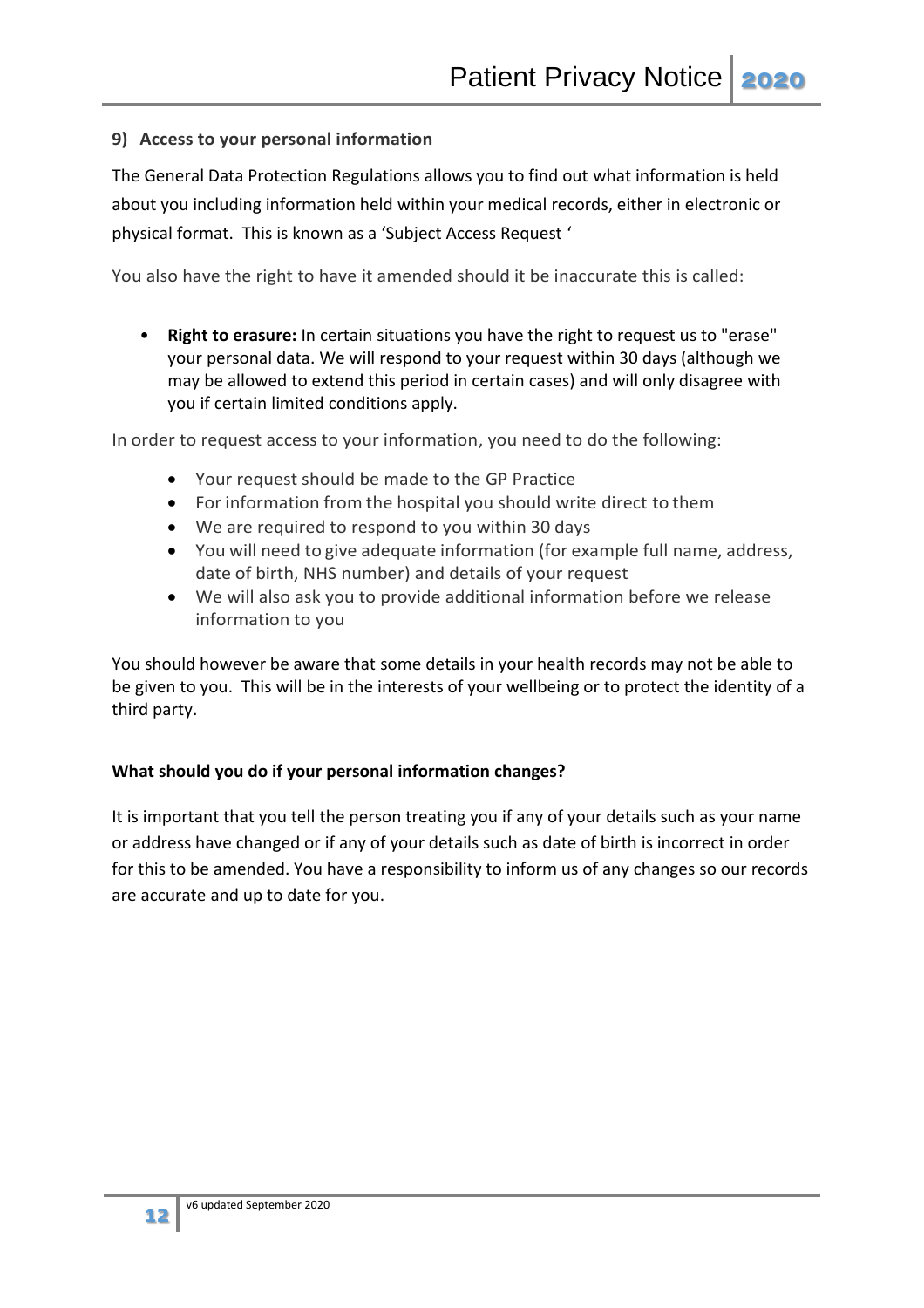## 9) Access to your personal information

The General Data Protection Regulations allows you to find out what information is held about you including information held within your medical records, either in electronic or physical format. This is known as a 'Subject Access Request '

You also have the right to have it amended should it be inaccurate this is called:

- **Right to erasure:** In certain situations you have the right to request us to "erase" your personal data. We will respond to your request within 30 days (although we may be allowed to extend this period in certain cases) and will only disagree with you if certain limited conditions apply.

In order to request access to your information, you need to do the following:

- Your request should be made to the GP Practice
- For information from the hospital you should write direct to them
- We are required to respond to you within 30 days
- You will need to give adequate information (for example full name, address, date of birth, NHS number) and details of your request
- We will also ask you to provide additional information before we release information to you

You should however be aware that some details in your health records may not be able to be given to you. This will be in the interests of your wellbeing or to protect the identity of a third party.

### What should you do if your personal information changes?

It is important that you tell the person treating you if any of your details such as your name or address have changed or if any of your details such as date of birth is incorrect in order for this to be amended. You have a responsibility to inform us of any changes so our records are accurate and up to date for you.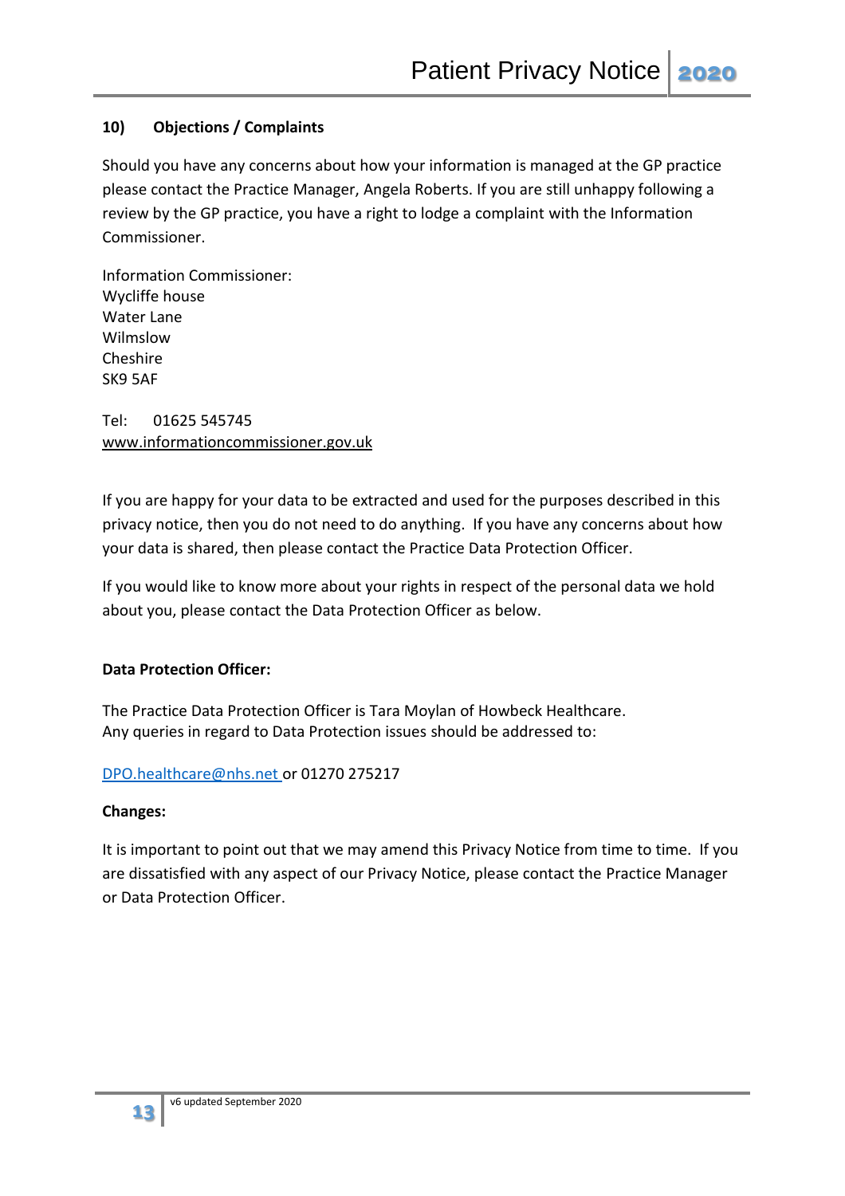## 10) Objections / Complaints

Should you have any concerns about how your information is managed at the GP practice please contact the Practice Manager, Angela Roberts. If you are still unhappy following a review by the GP practice, you have a right to lodge a complaint with the Information Commissioner.

Information Commissioner:
Wycliffe house
Water Lane
Wilmslow
Cheshire
SK9 5AF

Tel: 01625 545745
www.informationcommissioner.gov.uk

If you are happy for your data to be extracted and used for the purposes described in this privacy notice, then you do not need to do anything. If you have any concerns about how your data is shared, then please contact the Practice Data Protection Officer.

If you would like to know more about your rights in respect of the personal data we hold about you, please contact the Data Protection Officer as below.

**Data Protection Officer:**

The Practice Data Protection Officer is Tara Moylan of Howbeck Healthcare.
Any queries in regard to Data Protection issues should be addressed to:

DPO.healthcare@nhs.net or 01270 275217

**Changes:**

It is important to point out that we may amend this Privacy Notice from time to time. If you are dissatisfied with any aspect of our Privacy Notice, please contact the Practice Manager or Data Protection Officer.